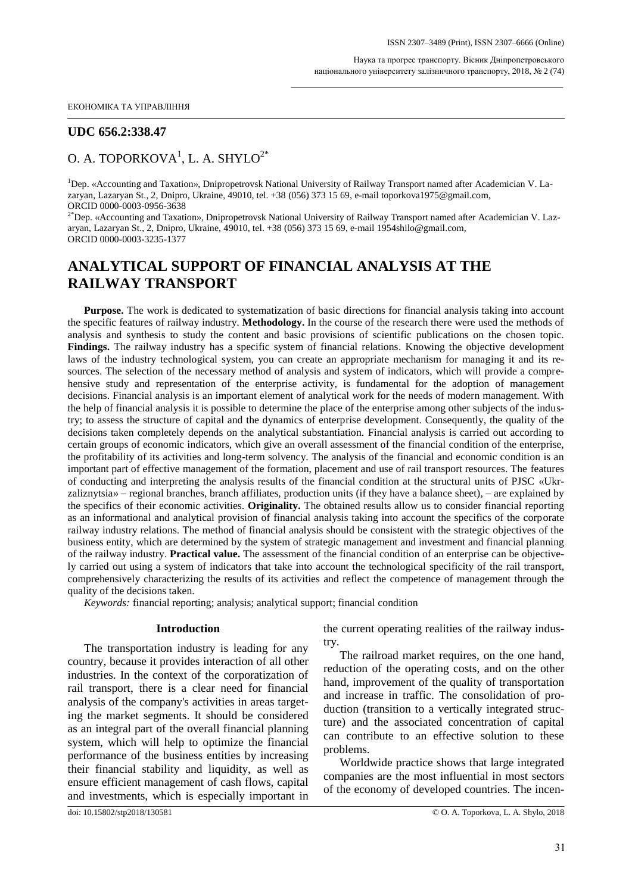ЕКОНОМІКА ТА УПРАВЛІННЯ

**UDC 656.2:338.47**

O. A. TOPORKOVA[1], L. A. SHYLO[2*]

[1]Dep. «Accounting and Taxation», Dnipropetrovsk National University of Railway Transport named after Academician V. Lazaryan, Lazaryan St., 2, Dnipro, Ukraine, 49010, tel. +38 (056) 373 15 69, e-mail toporkova1975@gmail.com, ORCID 0000-0003-0956-3638

[2*]Dep. «Accounting and Taxation», Dnipropetrovsk National University of Railway Transport named after Academician V. Lazaryan, Lazaryan St., 2, Dnipro, Ukraine, 49010, tel. +38 (056) 373 15 69, e-mail 1954shilo@gmail.com, ORCID 0000-0003-3235-1377

# ANALYTICAL SUPPORT OF FINANCIAL ANALYSIS AT THE RAILWAY TRANSPORT

**Purpose.** The work is dedicated to systematization of basic directions for financial analysis taking into account the specific features of railway industry. **Methodology.** In the course of the research there were used the methods of analysis and synthesis to study the content and basic provisions of scientific publications on the chosen topic. **Findings.** The railway industry has a specific system of financial relations. Knowing the objective development laws of the industry technological system, you can create an appropriate mechanism for managing it and its resources. The selection of the necessary method of analysis and system of indicators, which will provide a comprehensive study and representation of the enterprise activity, is fundamental for the adoption of management decisions. Financial analysis is an important element of analytical work for the needs of modern management. With the help of financial analysis it is possible to determine the place of the enterprise among other subjects of the industry; to assess the structure of capital and the dynamics of enterprise development. Consequently, the quality of the decisions taken completely depends on the analytical substantiation. Financial analysis is carried out according to certain groups of economic indicators, which give an overall assessment of the financial condition of the enterprise, the profitability of its activities and long-term solvency. The analysis of the financial and economic condition is an important part of effective management of the formation, placement and use of rail transport resources. The features of conducting and interpreting the analysis results of the financial condition at the structural units of PJSC «Ukrzaliznytsia» – regional branches, branch affiliates, production units (if they have a balance sheet), – are explained by the specifics of their economic activities. **Originality.** The obtained results allow us to consider financial reporting as an informational and analytical provision of financial analysis taking into account the specifics of the corporate railway industry relations. The method of financial analysis should be consistent with the strategic objectives of the business entity, which are determined by the system of strategic management and investment and financial planning of the railway industry. **Practical value.** The assessment of the financial condition of an enterprise can be objectively carried out using a system of indicators that take into account the technological specificity of the rail transport, comprehensively characterizing the results of its activities and reflect the competence of management through the quality of the decisions taken.

*Keywords:* financial reporting; analysis; analytical support; financial condition

## Introduction

The transportation industry is leading for any country, because it provides interaction of all other industries. In the context of the corporatization of rail transport, there is a clear need for financial analysis of the company's activities in areas targeting the market segments. It should be considered as an integral part of the overall financial planning system, which will help to optimize the financial performance of the business entities by increasing their financial stability and liquidity, as well as ensure efficient management of cash flows, capital and investments, which is especially important in the current operating realities of the railway industry.

The railroad market requires, on the one hand, reduction of the operating costs, and on the other hand, improvement of the quality of transportation and increase in traffic. The consolidation of production (transition to a vertically integrated structure) and the associated concentration of capital can contribute to an effective solution to these problems.

Worldwide practice shows that large integrated companies are the most influential in most sectors of the economy of developed countries. The incen-

doi: 10.15802/stp2018/130581

© O. A. Toporkova, L. A. Shylo, 2018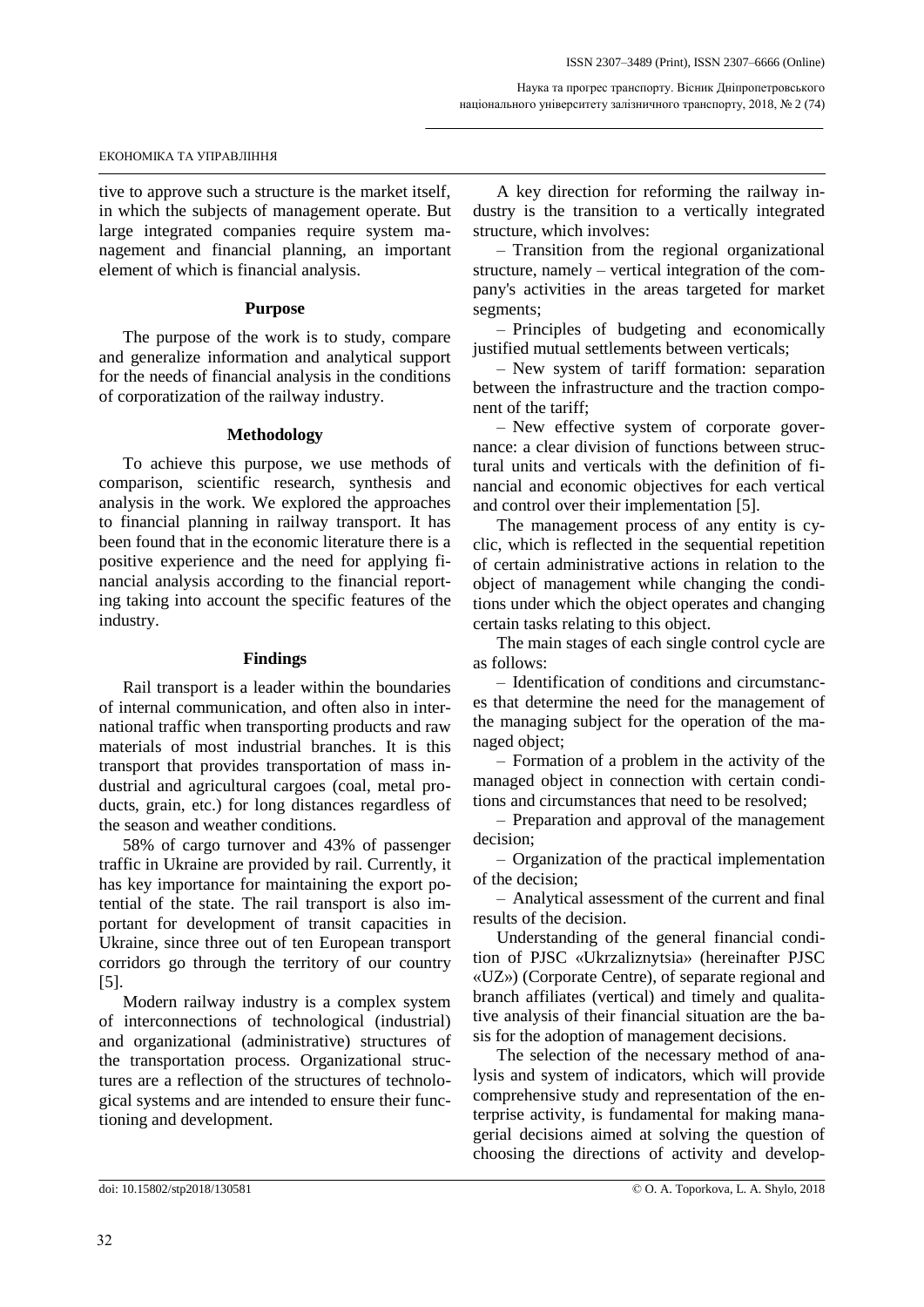tive to approve such a structure is the market itself, in which the subjects of management operate. But large integrated companies require system management and financial planning, an important element of which is financial analysis.

## Purpose

The purpose of the work is to study, compare and generalize information and analytical support for the needs of financial analysis in the conditions of corporatization of the railway industry.

## Methodology

To achieve this purpose, we use methods of comparison, scientific research, synthesis and analysis in the work. We explored the approaches to financial planning in railway transport. It has been found that in the economic literature there is a positive experience and the need for applying financial analysis according to the financial reporting taking into account the specific features of the industry.

## Findings

Rail transport is a leader within the boundaries of internal communication, and often also in international traffic when transporting products and raw materials of most industrial branches. It is this transport that provides transportation of mass industrial and agricultural cargoes (coal, metal products, grain, etc.) for long distances regardless of the season and weather conditions.

58% of cargo turnover and 43% of passenger traffic in Ukraine are provided by rail. Currently, it has key importance for maintaining the export potential of the state. The rail transport is also important for development of transit capacities in Ukraine, since three out of ten European transport corridors go through the territory of our country [5].

Modern railway industry is a complex system of interconnections of technological (industrial) and organizational (administrative) structures of the transportation process. Organizational structures are a reflection of the structures of technological systems and are intended to ensure their functioning and development.

A key direction for reforming the railway industry is the transition to a vertically integrated structure, which involves:

– Transition from the regional organizational structure, namely – vertical integration of the company's activities in the areas targeted for market segments;

– Principles of budgeting and economically justified mutual settlements between verticals;

– New system of tariff formation: separation between the infrastructure and the traction component of the tariff;

– New effective system of corporate governance: a clear division of functions between structural units and verticals with the definition of financial and economic objectives for each vertical and control over their implementation [5].

The management process of any entity is cyclic, which is reflected in the sequential repetition of certain administrative actions in relation to the object of management while changing the conditions under which the object operates and changing certain tasks relating to this object.

The main stages of each single control cycle are as follows:

– Identification of conditions and circumstances that determine the need for the management of the managing subject for the operation of the managed object;

– Formation of a problem in the activity of the managed object in connection with certain conditions and circumstances that need to be resolved;

– Preparation and approval of the management decision;

– Organization of the practical implementation of the decision;

– Analytical assessment of the current and final results of the decision.

Understanding of the general financial condition of PJSC «Ukrzaliznytsia» (hereinafter PJSC «UZ») (Corporate Centre), of separate regional and branch affiliates (vertical) and timely and qualitative analysis of their financial situation are the basis for the adoption of management decisions.

The selection of the necessary method of analysis and system of indicators, which will provide comprehensive study and representation of the enterprise activity, is fundamental for making managerial decisions aimed at solving the question of choosing the directions of activity and develop-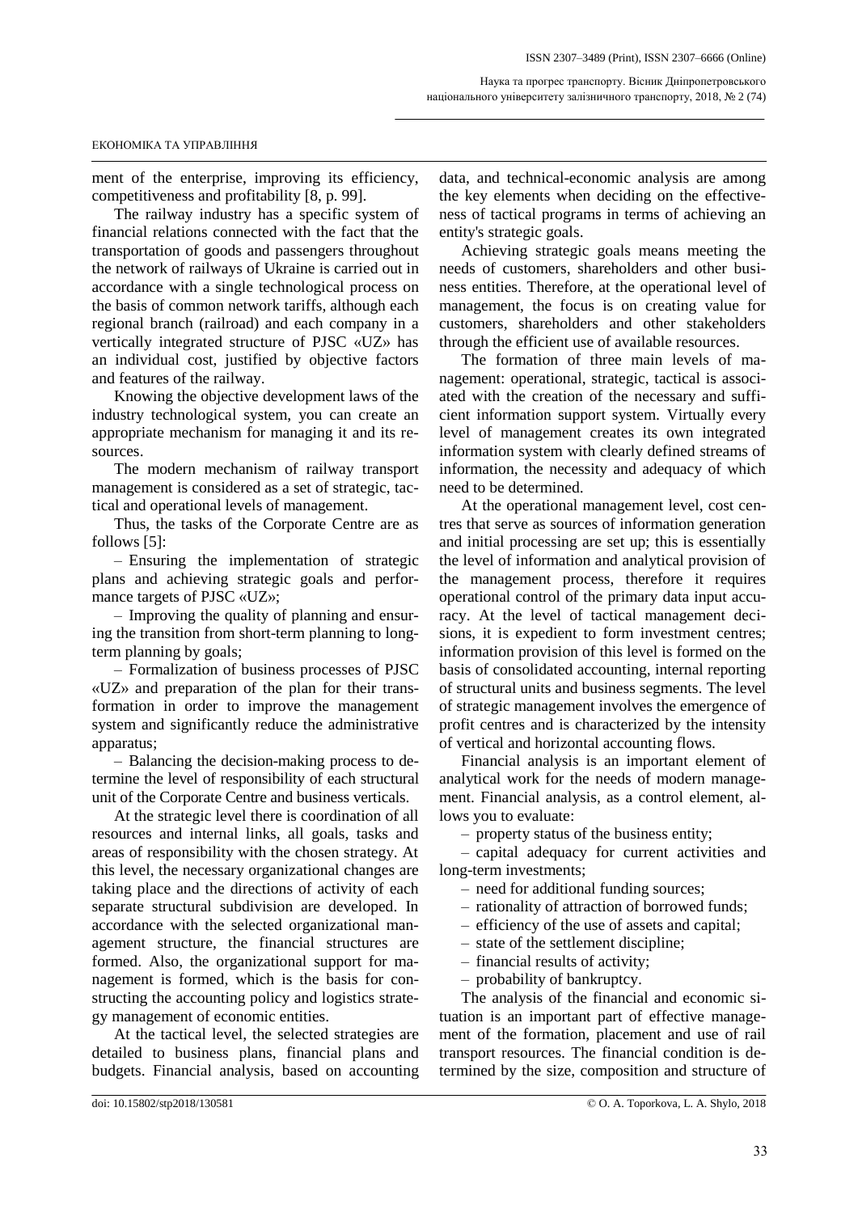ment of the enterprise, improving its efficiency, competitiveness and profitability [8, p. 99].

The railway industry has a specific system of financial relations connected with the fact that the transportation of goods and passengers throughout the network of railways of Ukraine is carried out in accordance with a single technological process on the basis of common network tariffs, although each regional branch (railroad) and each company in a vertically integrated structure of PJSC «UZ» has an individual cost, justified by objective factors and features of the railway.

Knowing the objective development laws of the industry technological system, you can create an appropriate mechanism for managing it and its resources.

The modern mechanism of railway transport management is considered as a set of strategic, tactical and operational levels of management.

Thus, the tasks of the Corporate Centre are as follows [5]:

– Ensuring the implementation of strategic plans and achieving strategic goals and performance targets of PJSC «UZ»;

– Improving the quality of planning and ensuring the transition from short-term planning to long-term planning by goals;

– Formalization of business processes of PJSC «UZ» and preparation of the plan for their transformation in order to improve the management system and significantly reduce the administrative apparatus;

– Balancing the decision-making process to determine the level of responsibility of each structural unit of the Corporate Centre and business verticals.

At the strategic level there is coordination of all resources and internal links, all goals, tasks and areas of responsibility with the chosen strategy. At this level, the necessary organizational changes are taking place and the directions of activity of each separate structural subdivision are developed. In accordance with the selected organizational management structure, the financial structures are formed. Also, the organizational support for management is formed, which is the basis for constructing the accounting policy and logistics strategy management of economic entities.

At the tactical level, the selected strategies are detailed to business plans, financial plans and budgets. Financial analysis, based on accounting data, and technical-economic analysis are among the key elements when deciding on the effectiveness of tactical programs in terms of achieving an entity's strategic goals.

Achieving strategic goals means meeting the needs of customers, shareholders and other business entities. Therefore, at the operational level of management, the focus is on creating value for customers, shareholders and other stakeholders through the efficient use of available resources.

The formation of three main levels of management: operational, strategic, tactical is associated with the creation of the necessary and sufficient information support system. Virtually every level of management creates its own integrated information system with clearly defined streams of information, the necessity and adequacy of which need to be determined.

At the operational management level, cost centres that serve as sources of information generation and initial processing are set up; this is essentially the level of information and analytical provision of the management process, therefore it requires operational control of the primary data input accuracy. At the level of tactical management decisions, it is expedient to form investment centres; information provision of this level is formed on the basis of consolidated accounting, internal reporting of structural units and business segments. The level of strategic management involves the emergence of profit centres and is characterized by the intensity of vertical and horizontal accounting flows.

Financial analysis is an important element of analytical work for the needs of modern management. Financial analysis, as a control element, allows you to evaluate:

– property status of the business entity;

– capital adequacy for current activities and long-term investments;

– need for additional funding sources;

– rationality of attraction of borrowed funds;

– efficiency of the use of assets and capital;

– state of the settlement discipline;

– financial results of activity;

– probability of bankruptcy.

The analysis of the financial and economic situation is an important part of effective management of the formation, placement and use of rail transport resources. The financial condition is determined by the size, composition and structure of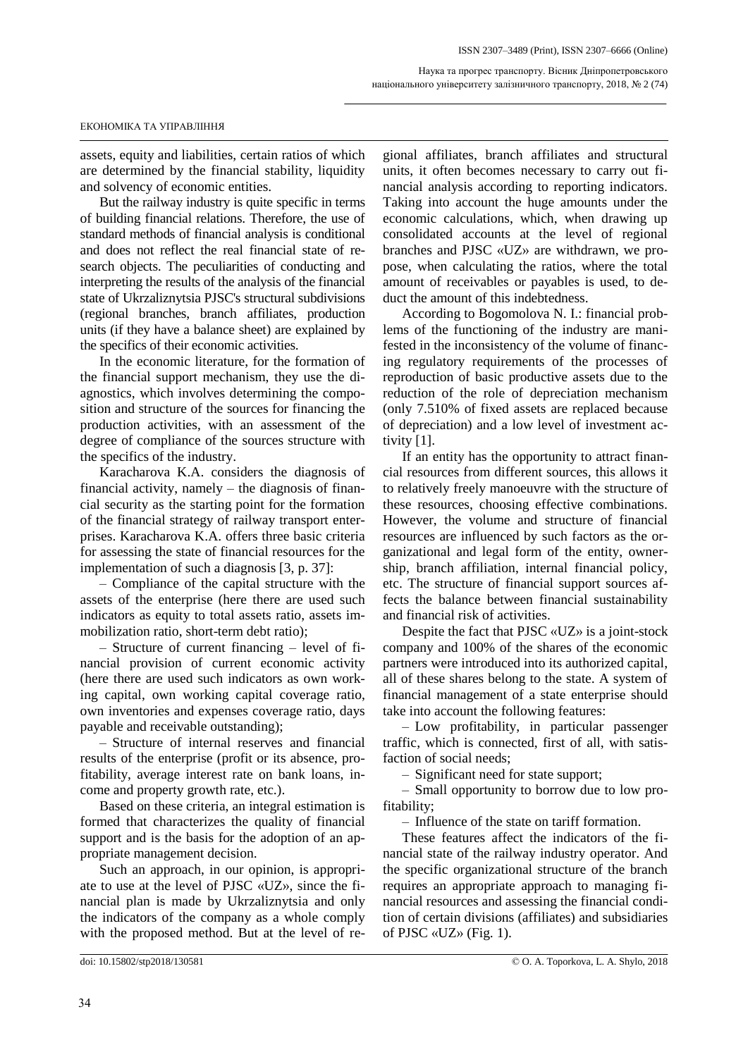assets, equity and liabilities, certain ratios of which are determined by the financial stability, liquidity and solvency of economic entities.

But the railway industry is quite specific in terms of building financial relations. Therefore, the use of standard methods of financial analysis is conditional and does not reflect the real financial state of research objects. The peculiarities of conducting and interpreting the results of the analysis of the financial state of Ukrzaliznytsia PJSC's structural subdivisions (regional branches, branch affiliates, production units (if they have a balance sheet) are explained by the specifics of their economic activities.

In the economic literature, for the formation of the financial support mechanism, they use the diagnostics, which involves determining the composition and structure of the sources for financing the production activities, with an assessment of the degree of compliance of the sources structure with the specifics of the industry.

Karacharova K.A. considers the diagnosis of financial activity, namely – the diagnosis of financial security as the starting point for the formation of the financial strategy of railway transport enterprises. Karacharova K.A. offers three basic criteria for assessing the state of financial resources for the implementation of such a diagnosis [3, p. 37]:

– Compliance of the capital structure with the assets of the enterprise (here there are used such indicators as equity to total assets ratio, assets immobilization ratio, short-term debt ratio);

– Structure of current financing – level of financial provision of current economic activity (here there are used such indicators as own working capital, own working capital coverage ratio, own inventories and expenses coverage ratio, days payable and receivable outstanding);

– Structure of internal reserves and financial results of the enterprise (profit or its absence, profitability, average interest rate on bank loans, income and property growth rate, etc.).

Based on these criteria, an integral estimation is formed that characterizes the quality of financial support and is the basis for the adoption of an appropriate management decision.

Such an approach, in our opinion, is appropriate to use at the level of PJSC «UZ», since the financial plan is made by Ukrzaliznytsia and only the indicators of the company as a whole comply with the proposed method. But at the level of regional affiliates, branch affiliates and structural units, it often becomes necessary to carry out financial analysis according to reporting indicators. Taking into account the huge amounts under the economic calculations, which, when drawing up consolidated accounts at the level of regional branches and PJSC «UZ» are withdrawn, we propose, when calculating the ratios, where the total amount of receivables or payables is used, to deduct the amount of this indebtedness.

According to Bogomolova N. I.: financial problems of the functioning of the industry are manifested in the inconsistency of the volume of financing regulatory requirements of the processes of reproduction of basic productive assets due to the reduction of the role of depreciation mechanism (only 7.510% of fixed assets are replaced because of depreciation) and a low level of investment activity [1].

If an entity has the opportunity to attract financial resources from different sources, this allows it to relatively freely manoeuvre with the structure of these resources, choosing effective combinations. However, the volume and structure of financial resources are influenced by such factors as the organizational and legal form of the entity, ownership, branch affiliation, internal financial policy, etc. The structure of financial support sources affects the balance between financial sustainability and financial risk of activities.

Despite the fact that PJSC «UZ» is a joint-stock company and 100% of the shares of the economic partners were introduced into its authorized capital, all of these shares belong to the state. A system of financial management of a state enterprise should take into account the following features:

– Low profitability, in particular passenger traffic, which is connected, first of all, with satisfaction of social needs;

– Significant need for state support;

– Small opportunity to borrow due to low profitability;

– Influence of the state on tariff formation.

These features affect the indicators of the financial state of the railway industry operator. And the specific organizational structure of the branch requires an appropriate approach to managing financial resources and assessing the financial condition of certain divisions (affiliates) and subsidiaries of PJSC «UZ» (Fig. 1).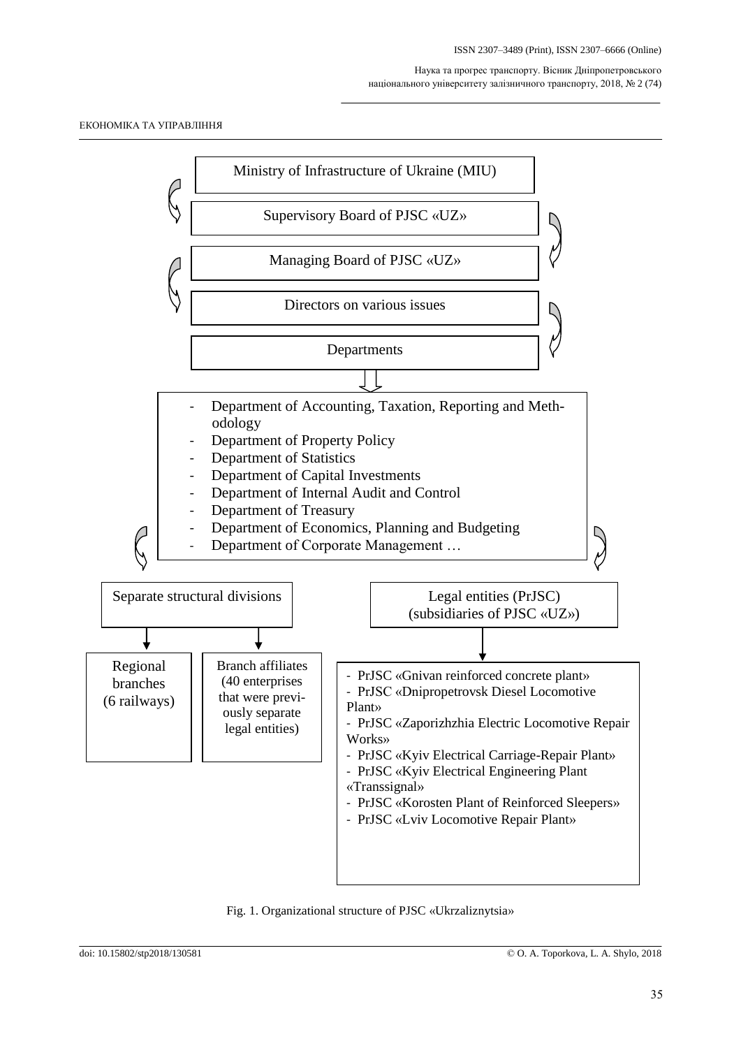Ministry of Infrastructure of Ukraine (MIU)

Supervisory Board of PJSC «UZ»

Managing Board of PJSC «UZ»

Directors on various issues

Departments

- Department of Accounting, Taxation, Reporting and Methodology
- Department of Property Policy
- Department of Statistics
- Department of Capital Investments
- Department of Internal Audit and Control
- Department of Treasury
- Department of Economics, Planning and Budgeting
- Department of Corporate Management …

Separate structural divisions

- Regional branches (6 railways)
- Branch affiliates (40 enterprises that were previously separate legal entities)

Legal entities (PrJSC) (subsidiaries of PJSC «UZ»)

- PrJSC «Gnivan reinforced concrete plant»
- PrJSC «Dnipropetrovsk Diesel Locomotive Plant»
- PrJSC «Zaporizhzhia Electric Locomotive Repair Works»
- PrJSC «Kyiv Electrical Carriage-Repair Plant»
- PrJSC «Kyiv Electrical Engineering Plant «Transsignal»
- PrJSC «Korosten Plant of Reinforced Sleepers»
- PrJSC «Lviv Locomotive Repair Plant»

Fig. 1. Organizational structure of PJSC «Ukrzaliznytsia»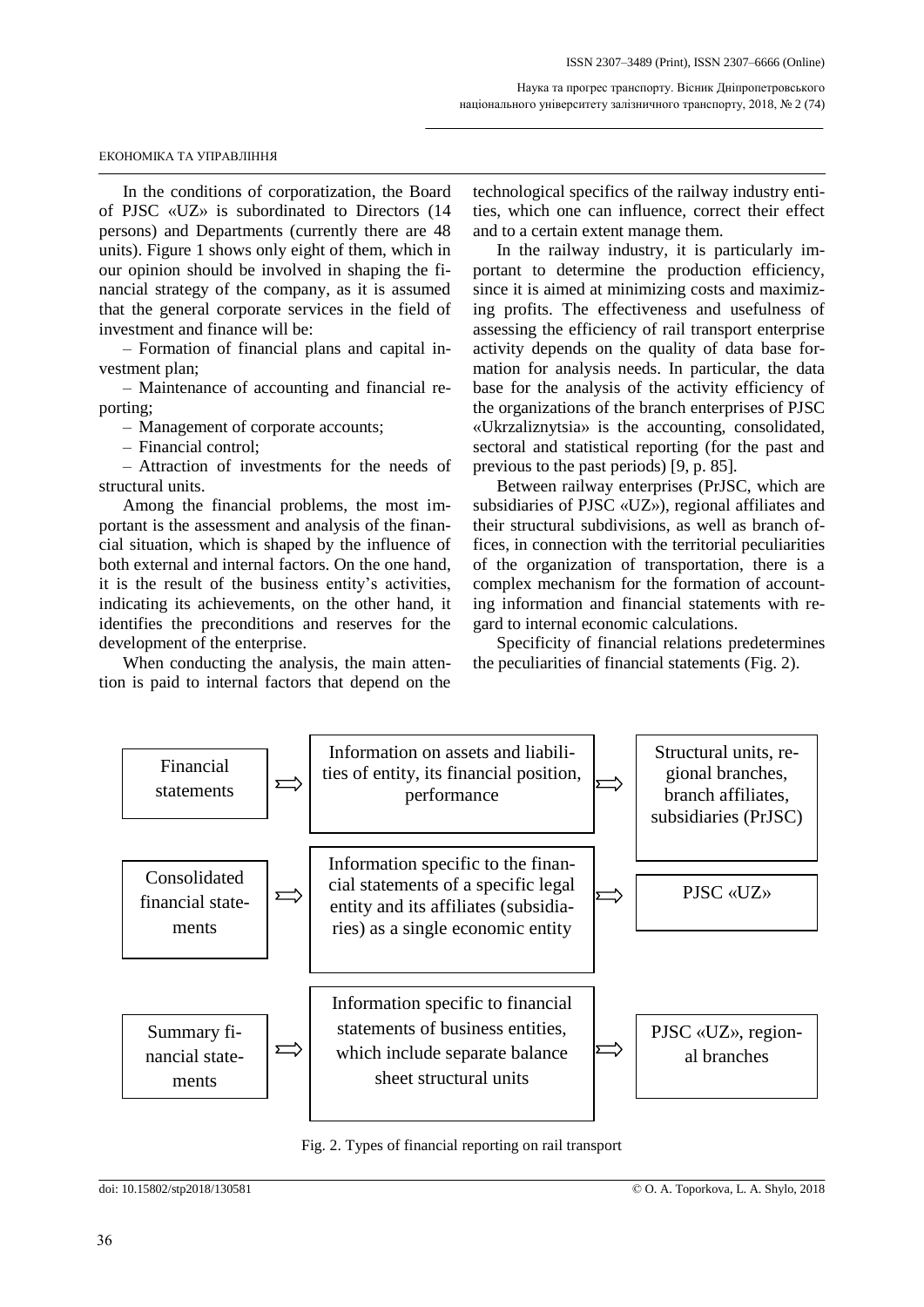In the conditions of corporatization, the Board of PJSC «UZ» is subordinated to Directors (14 persons) and Departments (currently there are 48 units). Figure 1 shows only eight of them, which in our opinion should be involved in shaping the financial strategy of the company, as it is assumed that the general corporate services in the field of investment and finance will be:

– Formation of financial plans and capital investment plan;

– Maintenance of accounting and financial reporting;

– Management of corporate accounts;

– Financial control;

– Attraction of investments for the needs of structural units.

Among the financial problems, the most important is the assessment and analysis of the financial situation, which is shaped by the influence of both external and internal factors. On the one hand, it is the result of the business entity's activities, indicating its achievements, on the other hand, it identifies the preconditions and reserves for the development of the enterprise.

When conducting the analysis, the main attention is paid to internal factors that depend on the technological specifics of the railway industry entities, which one can influence, correct their effect and to a certain extent manage them.

In the railway industry, it is particularly important to determine the production efficiency, since it is aimed at minimizing costs and maximizing profits. The effectiveness and usefulness of assessing the efficiency of rail transport enterprise activity depends on the quality of data base formation for analysis needs. In particular, the data base for the analysis of the activity efficiency of the organizations of the branch enterprises of PJSC «Ukrzaliznytsia» is the accounting, consolidated, sectoral and statistical reporting (for the past and previous to the past periods) [9, p. 85].

Between railway enterprises (PrJSC, which are subsidiaries of PJSC «UZ»), regional affiliates and their structural subdivisions, as well as branch offices, in connection with the territorial peculiarities of the organization of transportation, there is a complex mechanism for the formation of accounting information and financial statements with regard to internal economic calculations.

Specificity of financial relations predetermines the peculiarities of financial statements (Fig. 2).

| Type of reporting | | Information | | Users |
|---|---|---|---|---|
| Financial statements | ⟹ | Information on assets and liabilities of entity, its financial position, performance | ⟹ | Structural units, regional branches, branch affiliates, subsidiaries (PrJSC) |
| Consolidated financial statements | ⟹ | Information specific to the financial statements of a specific legal entity and its affiliates (subsidiaries) as a single economic entity | ⟹ | PJSC «UZ» |
| Summary financial statements | ⟹ | Information specific to financial statements of business entities, which include separate balance sheet structural units | ⟹ | PJSC «UZ», regional branches |

Fig. 2. Types of financial reporting on rail transport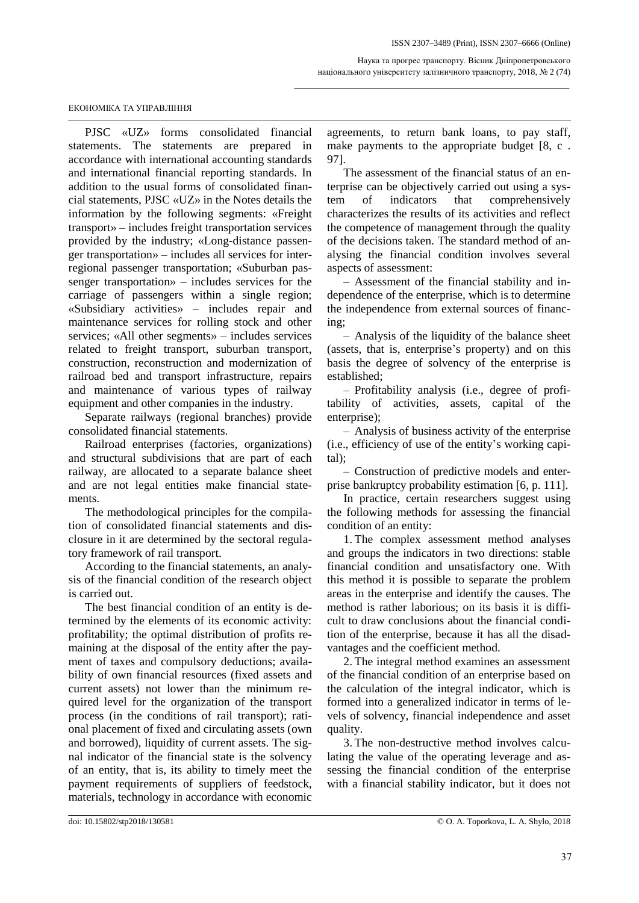PJSC «UZ» forms consolidated financial statements. The statements are prepared in accordance with international accounting standards and international financial reporting standards. In addition to the usual forms of consolidated financial statements, PJSC «UZ» in the Notes details the information by the following segments: «Freight transport» – includes freight transportation services provided by the industry; «Long-distance passenger transportation» – includes all services for interregional passenger transportation; «Suburban passenger transportation» – includes services for the carriage of passengers within a single region; «Subsidiary activities» – includes repair and maintenance services for rolling stock and other services; «All other segments» – includes services related to freight transport, suburban transport, construction, reconstruction and modernization of railroad bed and transport infrastructure, repairs and maintenance of various types of railway equipment and other companies in the industry.

Separate railways (regional branches) provide consolidated financial statements.

Railroad enterprises (factories, organizations) and structural subdivisions that are part of each railway, are allocated to a separate balance sheet and are not legal entities make financial statements.

The methodological principles for the compilation of consolidated financial statements and disclosure in it are determined by the sectoral regulatory framework of rail transport.

According to the financial statements, an analysis of the financial condition of the research object is carried out.

The best financial condition of an entity is determined by the elements of its economic activity: profitability; the optimal distribution of profits remaining at the disposal of the entity after the payment of taxes and compulsory deductions; availability of own financial resources (fixed assets and current assets) not lower than the minimum required level for the organization of the transport process (in the conditions of rail transport); rational placement of fixed and circulating assets (own and borrowed), liquidity of current assets. The signal indicator of the financial state is the solvency of an entity, that is, its ability to timely meet the payment requirements of suppliers of feedstock, materials, technology in accordance with economic agreements, to return bank loans, to pay staff, make payments to the appropriate budget [8, c . 97].

The assessment of the financial status of an enterprise can be objectively carried out using a system of indicators that comprehensively characterizes the results of its activities and reflect the competence of management through the quality of the decisions taken. The standard method of analysing the financial condition involves several aspects of assessment:

– Assessment of the financial stability and independence of the enterprise, which is to determine the independence from external sources of financing;

– Analysis of the liquidity of the balance sheet (assets, that is, enterprise's property) and on this basis the degree of solvency of the enterprise is established;

– Profitability analysis (i.e., degree of profitability of activities, assets, capital of the enterprise);

– Analysis of business activity of the enterprise (i.e., efficiency of use of the entity's working capital);

– Construction of predictive models and enterprise bankruptcy probability estimation [6, p. 111].

In practice, certain researchers suggest using the following methods for assessing the financial condition of an entity:

1. The complex assessment method analyses and groups the indicators in two directions: stable financial condition and unsatisfactory one. With this method it is possible to separate the problem areas in the enterprise and identify the causes. The method is rather laborious; on its basis it is difficult to draw conclusions about the financial condition of the enterprise, because it has all the disadvantages and the coefficient method.

2. The integral method examines an assessment of the financial condition of an enterprise based on the calculation of the integral indicator, which is formed into a generalized indicator in terms of levels of solvency, financial independence and asset quality.

3. The non-destructive method involves calculating the value of the operating leverage and assessing the financial condition of the enterprise with a financial stability indicator, but it does not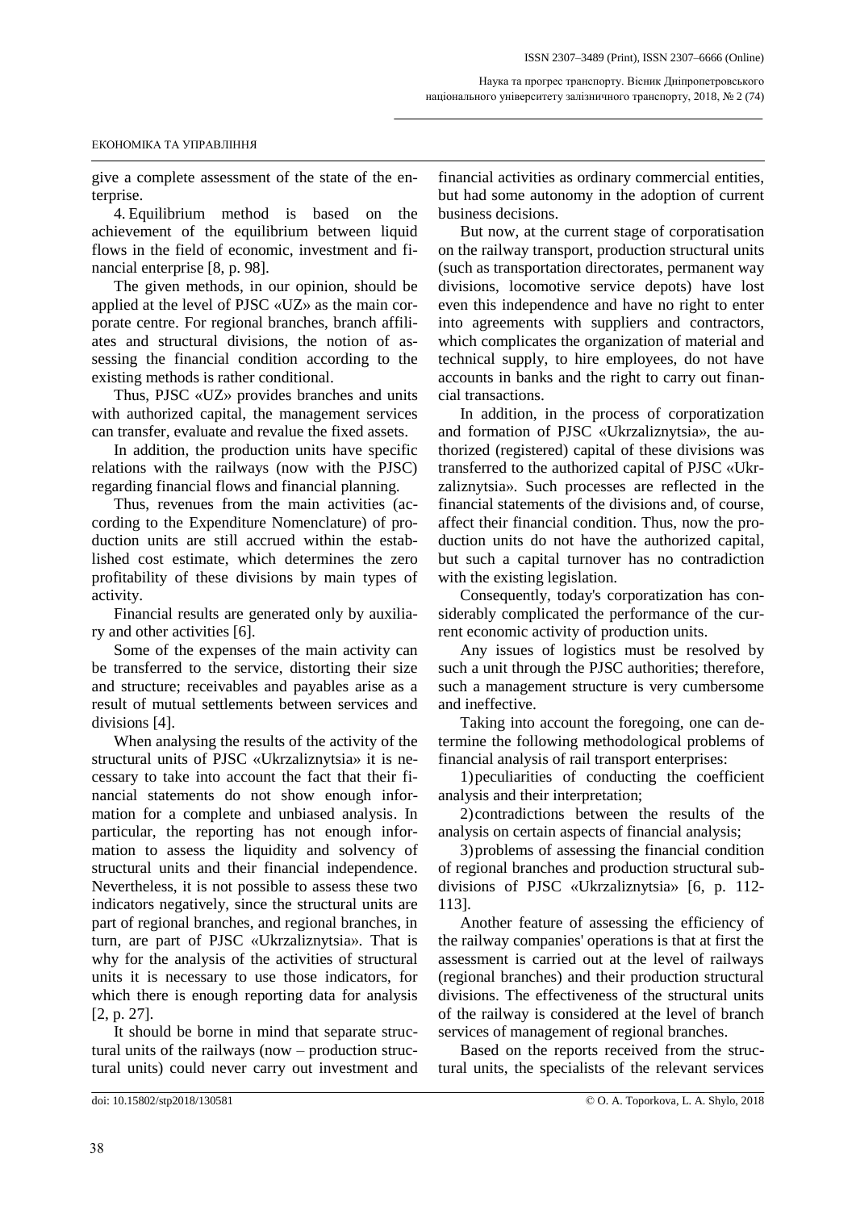give a complete assessment of the state of the enterprise.

4. Equilibrium method is based on the achievement of the equilibrium between liquid flows in the field of economic, investment and financial enterprise [8, p. 98].

The given methods, in our opinion, should be applied at the level of PJSC «UZ» as the main corporate centre. For regional branches, branch affiliates and structural divisions, the notion of assessing the financial condition according to the existing methods is rather conditional.

Thus, PJSC «UZ» provides branches and units with authorized capital, the management services can transfer, evaluate and revalue the fixed assets.

In addition, the production units have specific relations with the railways (now with the PJSC) regarding financial flows and financial planning.

Thus, revenues from the main activities (according to the Expenditure Nomenclature) of production units are still accrued within the established cost estimate, which determines the zero profitability of these divisions by main types of activity.

Financial results are generated only by auxiliary and other activities [6].

Some of the expenses of the main activity can be transferred to the service, distorting their size and structure; receivables and payables arise as a result of mutual settlements between services and divisions [4].

When analysing the results of the activity of the structural units of PJSC «Ukrzaliznytsia» it is necessary to take into account the fact that their financial statements do not show enough information for a complete and unbiased analysis. In particular, the reporting has not enough information to assess the liquidity and solvency of structural units and their financial independence. Nevertheless, it is not possible to assess these two indicators negatively, since the structural units are part of regional branches, and regional branches, in turn, are part of PJSC «Ukrzaliznytsia». That is why for the analysis of the activities of structural units it is necessary to use those indicators, for which there is enough reporting data for analysis [2, p. 27].

It should be borne in mind that separate structural units of the railways (now – production structural units) could never carry out investment and financial activities as ordinary commercial entities, but had some autonomy in the adoption of current business decisions.

But now, at the current stage of corporatisation on the railway transport, production structural units (such as transportation directorates, permanent way divisions, locomotive service depots) have lost even this independence and have no right to enter into agreements with suppliers and contractors, which complicates the organization of material and technical supply, to hire employees, do not have accounts in banks and the right to carry out financial transactions.

In addition, in the process of corporatization and formation of PJSC «Ukrzaliznytsia», the authorized (registered) capital of these divisions was transferred to the authorized capital of PJSC «Ukrzaliznytsia». Such processes are reflected in the financial statements of the divisions and, of course, affect their financial condition. Thus, now the production units do not have the authorized capital, but such a capital turnover has no contradiction with the existing legislation.

Consequently, today's corporatization has considerably complicated the performance of the current economic activity of production units.

Any issues of logistics must be resolved by such a unit through the PJSC authorities; therefore, such a management structure is very cumbersome and ineffective.

Taking into account the foregoing, one can determine the following methodological problems of financial analysis of rail transport enterprises:

1) peculiarities of conducting the coefficient analysis and their interpretation;

2) contradictions between the results of the analysis on certain aspects of financial analysis;

3) problems of assessing the financial condition of regional branches and production structural subdivisions of PJSC «Ukrzaliznytsia» [6, p. 112-113].

Another feature of assessing the efficiency of the railway companies' operations is that at first the assessment is carried out at the level of railways (regional branches) and their production structural divisions. The effectiveness of the structural units of the railway is considered at the level of branch services of management of regional branches.

Based on the reports received from the structural units, the specialists of the relevant services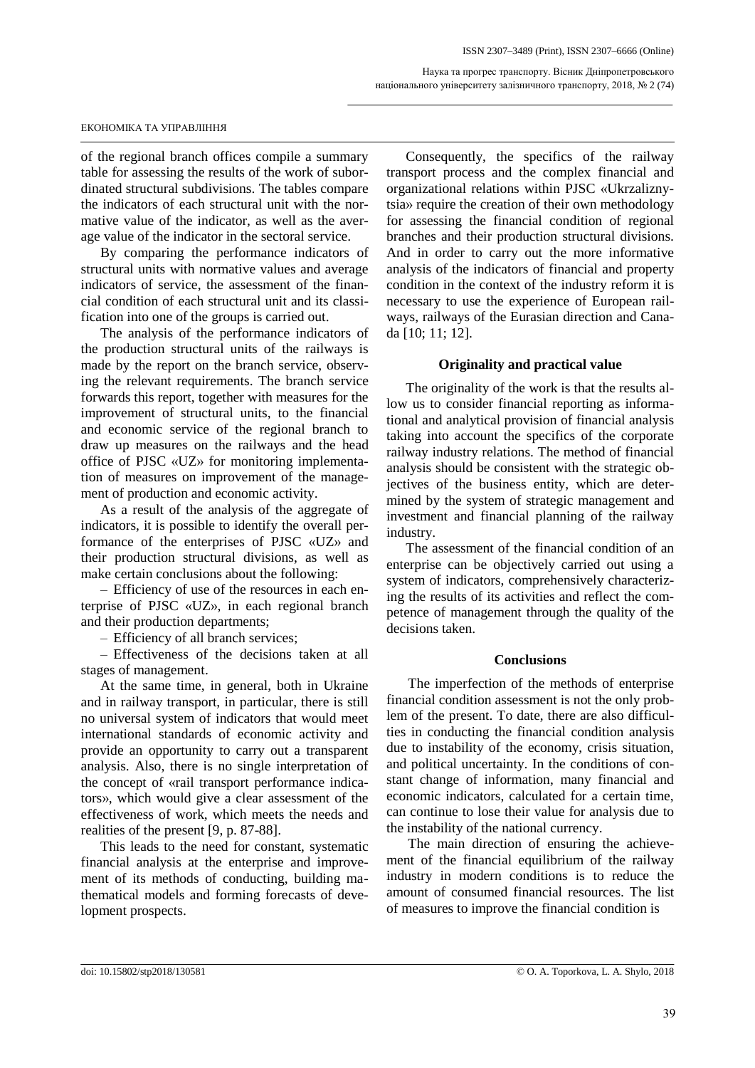of the regional branch offices compile a summary table for assessing the results of the work of subordinated structural subdivisions. The tables compare the indicators of each structural unit with the normative value of the indicator, as well as the average value of the indicator in the sectoral service.

By comparing the performance indicators of structural units with normative values and average indicators of service, the assessment of the financial condition of each structural unit and its classification into one of the groups is carried out.

The analysis of the performance indicators of the production structural units of the railways is made by the report on the branch service, observing the relevant requirements. The branch service forwards this report, together with measures for the improvement of structural units, to the financial and economic service of the regional branch to draw up measures on the railways and the head office of PJSC «UZ» for monitoring implementation of measures on improvement of the management of production and economic activity.

As a result of the analysis of the aggregate of indicators, it is possible to identify the overall performance of the enterprises of PJSC «UZ» and their production structural divisions, as well as make certain conclusions about the following:

– Efficiency of use of the resources in each enterprise of PJSC «UZ», in each regional branch and their production departments;

– Efficiency of all branch services;

– Effectiveness of the decisions taken at all stages of management.

At the same time, in general, both in Ukraine and in railway transport, in particular, there is still no universal system of indicators that would meet international standards of economic activity and provide an opportunity to carry out a transparent analysis. Also, there is no single interpretation of the concept of «rail transport performance indicators», which would give a clear assessment of the effectiveness of work, which meets the needs and realities of the present [9, p. 87-88].

This leads to the need for constant, systematic financial analysis at the enterprise and improvement of its methods of conducting, building mathematical models and forming forecasts of development prospects.

Consequently, the specifics of the railway transport process and the complex financial and organizational relations within PJSC «Ukrzaliznytsia» require the creation of their own methodology for assessing the financial condition of regional branches and their production structural divisions. And in order to carry out the more informative analysis of the indicators of financial and property condition in the context of the industry reform it is necessary to use the experience of European railways, railways of the Eurasian direction and Canada [10; 11; 12].

## Originality and practical value

The originality of the work is that the results allow us to consider financial reporting as informational and analytical provision of financial analysis taking into account the specifics of the corporate railway industry relations. The method of financial analysis should be consistent with the strategic objectives of the business entity, which are determined by the system of strategic management and investment and financial planning of the railway industry.

The assessment of the financial condition of an enterprise can be objectively carried out using a system of indicators, comprehensively characterizing the results of its activities and reflect the competence of management through the quality of the decisions taken.

## Conclusions

The imperfection of the methods of enterprise financial condition assessment is not the only problem of the present. To date, there are also difficulties in conducting the financial condition analysis due to instability of the economy, crisis situation, and political uncertainty. In the conditions of constant change of information, many financial and economic indicators, calculated for a certain time, can continue to lose their value for analysis due to the instability of the national currency.

The main direction of ensuring the achievement of the financial equilibrium of the railway industry in modern conditions is to reduce the amount of consumed financial resources. The list of measures to improve the financial condition is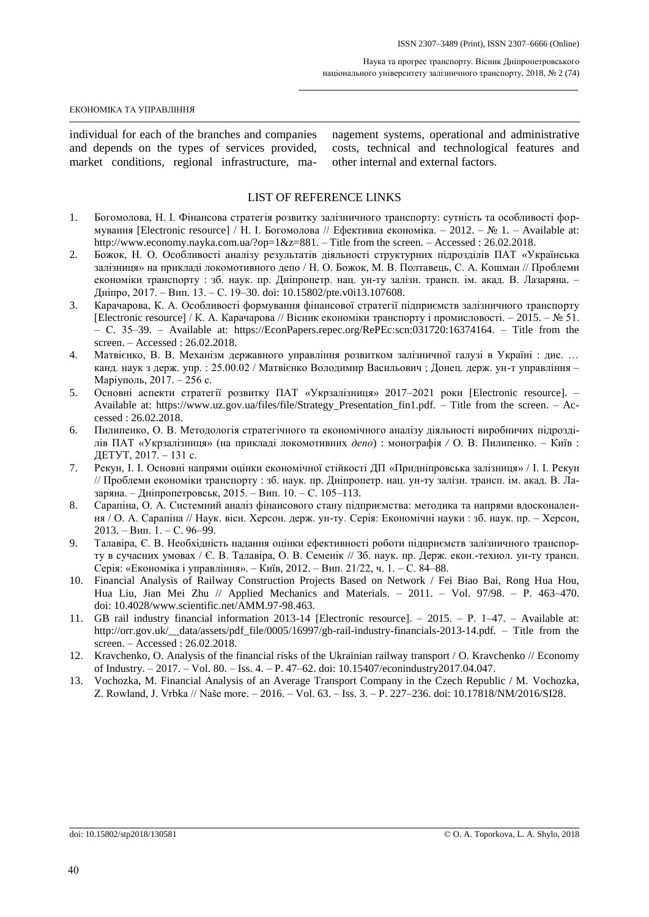individual for each of the branches and companies and depends on the types of services provided, market conditions, regional infrastructure, management systems, operational and administrative costs, technical and technological features and other internal and external factors.

## LIST OF REFERENCE LINKS

1. Богомолова, Н. І. Фінансова стратегія розвитку залізничного транспорту: сутність та особливості формування [Electronic resource] / Н. І. Богомолова // Ефективна економіка. – 2012. – № 1. – Available at: http://www.economy.nayka.com.ua/?op=1&z=881. – Title from the screen. – Accessed : 26.02.2018.
2. Божок, Н. О. Особливості аналізу результатів діяльності структурних підрозділів ПАТ «Українська залізниця» на прикладі локомотивного депо / Н. О. Божок, М. В. Полтавець, С. А. Кошман // Проблеми економіки транспорту : зб. наук. пр. Дніпропетр. нац. ун-ту залізн. трансп. ім. акад. В. Лазаряна. – Дніпро, 2017. – Вип. 13. – С. 19–30. doi: 10.15802/pte.v0i13.107608.
3. Карачарова, К. А. Особливості формування фінансової стратегії підприємств залізничного транспорту [Electronic resource] / К. А. Карачарова // Вісник економіки транспорту і промисловості. – 2015. – № 51. – С. 35–39. – Available at: https://EconPapers.repec.org/RePEc:scn:031720:16374164. – Title from the screen. – Accessed : 26.02.2018.
4. Матвієнко, В. В. Механізм державного управління розвитком залізничної галузі в Україні : дис. … канд. наук з держ. упр. : 25.00.02 / Матвієнко Володимир Васильович ; Донец. держ. ун-т управління – Маріуполь, 2017. – 256 с.
5. Основні аспекти стратегії розвитку ПАТ «Укрзалізниця» 2017–2021 роки [Electronic resource]. – Available at: https://www.uz.gov.ua/files/file/Strategy_Presentation_fin1.pdf. – Title from the screen. – Accessed : 26.02.2018.
6. Пилипенко, О. В. Методологія стратегічного та економічного аналізу діяльності виробничих підрозділів ПАТ «Укрзалізниця» (на прикладі локомотивних *депо*) : монографія / О. В. Пилипенко. – Київ : ДЕТУТ, 2017. – 131 с.
7. Рекун, І. І. Основні напрями оцінки економічної стійкості ДП «Придніпровська залізниця» / І. І. Рекун // Проблеми економіки транспорту : зб. наук. пр. Дніпропетр. нац. ун-ту залізн. трансп. ім. акад. В. Лазаряна. – Дніпропетровськ, 2015. – Вип. 10. – С. 105–113.
8. Сарапіна, О. А. Системний аналіз фінансового стану підприємства: методика та напрями вдосконалення / О. А. Сарапіна // Наук. вісн. Херсон. держ. ун-ту. Серія: Економічні науки : зб. наук. пр. – Херсон, 2013. – Вип. 1. – С. 96–99.
9. Талавіра, Є. В. Необхідність надання оцінки ефективності роботи підприємств залізничного транспорту в сучасних умовах / Є. В. Талавіра, О. В. Семенік // Зб. наук. пр. Держ. екон.-технол. ун-ту трансп. Серія: «Економіка і управління». – Київ, 2012. – Вип. 21/22, ч. 1. – С. 84–88.
10. Financial Analysis of Railway Construction Projects Based on Network / Fei Biao Bai, Rong Hua Hou, Hua Liu, Jian Mei Zhu // Applied Mechanics and Materials. – 2011. – Vol. 97/98. – P. 463–470. doi: 10.4028/www.scientific.net/AMM.97-98.463.
11. GB rail industry financial information 2013-14 [Electronic resource]. – 2015. – P. 1–47. – Available at: http://orr.gov.uk/__data/assets/pdf_file/0005/16997/gb-rail-industry-financials-2013-14.pdf. – Title from the screen. – Accessed : 26.02.2018.
12. Kravchenko, O. Analysis of the financial risks of the Ukrainian railway transport / O. Kravchenko // Economy of Industry. – 2017. – Vol. 80. – Iss. 4. – P. 47–62. doi: 10.15407/econindustry2017.04.047.
13. Vochozka, M. Financial Analysis of an Average Transport Company in the Czech Republic / M. Vochozka, Z. Rowland, J. Vrbka // Naše more. – 2016. – Vol. 63. – Iss. 3. – P. 227–236. doi: 10.17818/NM/2016/SI28.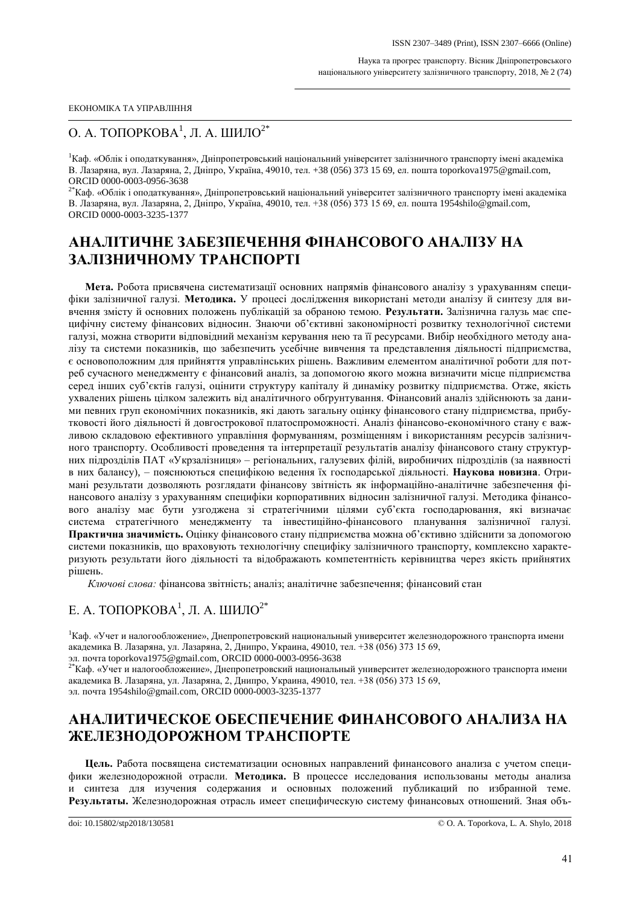ЕКОНОМІКА ТА УПРАВЛІННЯ

О. А. ТОПОРКОВА[1], Л. А. ШИЛО[2*]

[1]Каф. «Облік і оподаткування», Дніпропетровський національний університет залізничного транспорту імені академіка В. Лазаряна, вул. Лазаряна, 2, Дніпро, Україна, 49010, тел. +38 (056) 373 15 69, ел. пошта toporkova1975@gmail.com, ORCID 0000-0003-0956-3638

[2*]Каф. «Облік і оподаткування», Дніпропетровський національний університет залізничного транспорту імені академіка В. Лазаряна, вул. Лазаряна, 2, Дніпро, Україна, 49010, тел. +38 (056) 373 15 69, ел. пошта 1954shilo@gmail.com, ORCID 0000-0003-3235-1377

# АНАЛІТИЧНЕ ЗАБЕЗПЕЧЕННЯ ФІНАНСОВОГО АНАЛІЗУ НА ЗАЛІЗНИЧНОМУ ТРАНСПОРТІ

**Мета.** Робота присвячена систематизації основних напрямів фінансового аналізу з урахуванням специфіки залізничної галузі. **Методика.** У процесі дослідження використані методи аналізу й синтезу для вивчення змісту й основних положень публікацій за обраною темою. **Результати.** Залізнична галузь має специфічну систему фінансових відносин. Знаючи об'єктивні закономірності розвитку технологічної системи галузі, можна створити відповідний механізм керування нею та її ресурсами. Вибір необхідного методу аналізу та системи показників, що забезпечить усебічне вивчення та представлення діяльності підприємства, є основоположним для прийняття управлінських рішень. Важливим елементом аналітичної роботи для потреб сучасного менеджменту є фінансовий аналіз, за допомогою якого можна визначити місце підприємства серед інших суб'єктів галузі, оцінити структуру капіталу й динаміку розвитку підприємства. Отже, якість ухвалених рішень цілком залежить від аналітичного обґрунтування. Фінансовий аналіз здійснюють за даними певних груп економічних показників, які дають загальну оцінку фінансового стану підприємства, прибутковості його діяльності й довгострокової платоспроможності. Аналіз фінансово-економічного стану є важливою складовою ефективного управління формуванням, розміщенням і використанням ресурсів залізничного транспорту. Особливості проведення та інтерпретації результатів аналізу фінансового стану структурних підрозділів ПАТ «Укрзалізниця» – регіональних, галузевих філій, виробничих підрозділів (за наявності в них балансу), – пояснюються специфікою ведення їх господарської діяльності. **Наукова новизна**. Отримані результати дозволяють розглядати фінансову звітність як інформаційно-аналітичне забезпечення фінансового аналізу з урахуванням специфіки корпоративних відносин залізничної галузі. Методика фінансового аналізу має бути узгоджена зі стратегічними цілями суб'єкта господарювання, які визначає система стратегічного менеджменту та інвестиційно-фінансового планування залізничної галузі. **Практична значимість.** Оцінку фінансового стану підприємства можна об'єктивно здійснити за допомогою системи показників, що враховують технологічну специфіку залізничного транспорту, комплексно характеризують результати його діяльності та відображають компетентність керівництва через якість прийнятих рішень.

*Ключові слова:* фінансова звітність; аналіз; аналітичне забезпечення; фінансовий стан

Е. А. ТОПОРКОВА[1], Л. А. ШИЛО[2*]

[1]Каф. «Учет и налогообложение», Днепропетровский национальный университет железнодорожного транспорта имени академика В. Лазаряна, ул. Лазаряна, 2, Днипро, Украина, 49010, тел. +38 (056) 373 15 69, эл. почта toporkova1975@gmail.com, ORCID 0000-0003-0956-3638

[2*]Каф. «Учет и налогообложение», Днепропетровский национальный университет железнодорожного транспорта имени академика В. Лазаряна, ул. Лазаряна, 2, Днипро, Украина, 49010, тел. +38 (056) 373 15 69, эл. почта 1954shilo@gmail.com, ORCID 0000-0003-3235-1377

# АНАЛИТИЧЕСКОЕ ОБЕСПЕЧЕНИЕ ФИНАНСОВОГО АНАЛИЗА НА ЖЕЛЕЗНОДОРОЖНОМ ТРАНСПОРТЕ

**Цель.** Работа посвящена систематизации основных направлений финансового анализа с учетом специфики железнодорожной отрасли. **Методика.** В процессе исследования использованы методы анализа и синтеза для изучения содержания и основных положений публикаций по избранной теме. **Результаты.** Железнодорожная отрасль имеет специфическую систему финансовых отношений. Зная объ-

doi: 10.15802/stp2018/130581

© O. A. Toporkova, L. A. Shylo, 2018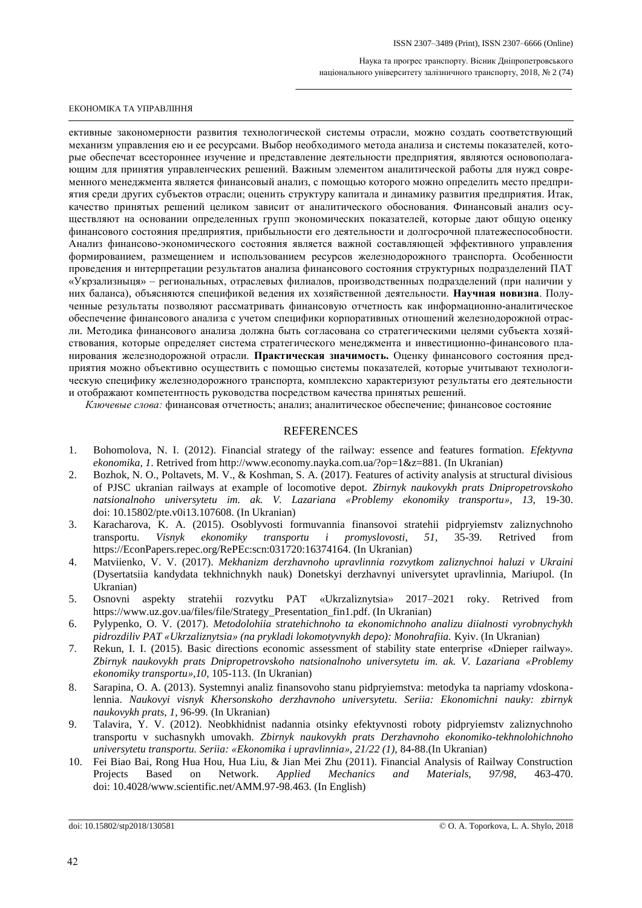ективные закономерности развития технологической системы отрасли, можно создать соответствующий механизм управления ею и ее ресурсами. Выбор необходимого метода анализа и системы показателей, которые обеспечат всестороннее изучение и представление деятельности предприятия, являются основополагающим для принятия управленческих решений. Важным элементом аналитической работы для нужд современного менеджмента является финансовый анализ, с помощью которого можно определить место предприятия среди других субъектов отрасли; оценить структуру капитала и динамику развития предприятия. Итак, качество принятых решений целиком зависит от аналитического обоснования. Финансовый анализ осуществляют на основании определенных групп экономических показателей, которые дают общую оценку финансового состояния предприятия, прибыльности его деятельности и долгосрочной платежеспособности. Анализ финансово-экономического состояния является важной составляющей эффективного управления формированием, размещением и использованием ресурсов железнодорожного транспорта. Особенности проведения и интерпретации результатов анализа финансового состояния структурных подразделений ПАТ «Укрзализныця» – региональных, отраслевых филиалов, производственных подразделений (при наличии у них баланса), объясняются спецификой ведения их хозяйственной деятельности. **Научная новизна**. Полученные результаты позволяют рассматривать финансовую отчетность как информационно-аналитическое обеспечение финансового анализа с учетом специфики корпоративных отношений железнодорожной отрасли. Методика финансового анализа должна быть согласована со стратегическими целями субъекта хозяйствования, которые определяет система стратегического менеджмента и инвестиционно-финансового планирования железнодорожной отрасли. **Практическая значимость.** Оценку финансового состояния предприятия можно объективно осуществить с помощью системы показателей, которые учитывают технологическую специфику железнодорожного транспорта, комплексно характеризуют результаты его деятельности и отображают компетентность руководства посредством качества принятых решений.

*Ключевые слова:* финансовая отчетность; анализ; аналитическое обеспечение; финансовое состояние

## REFERENCES

1. Bohomolova, N. I. (2012). Financial strategy of the railway: essence and features formation. *Efektyvna ekonomika, 1*. Retrived from http://www.economy.nayka.com.ua/?op=1&z=881. (In Ukranian)
2. Bozhok, N. O., Poltavets, M. V., & Koshman, S. A. (2017). Features of activity analysis at structural divisious of PJSC ukranian railways at example of locomotive depot. *Zbirnyk naukovykh prats Dnipropetrovskoho natsionalnoho universytetu im. ak. V. Lazariana «Problemy ekonomiky transportu», 13,* 19-30. doi: 10.15802/pte.v0i13.107608. (In Ukranian)
3. Karacharova, K. A. (2015). Osoblyvosti formuvannia finansovoi stratehii pidpryiemstv zaliznychnoho transportu. *Visnyk ekonomiky transportu i promyslovosti, 51,* 35-39. Retrived from https://EconPapers.repec.org/RePEc:scn:031720:16374164. (In Ukranian)
4. Matviienko, V. V. (2017). *Mekhanizm derzhavnoho upravlinnia rozvytkom zaliznychnoi haluzi v Ukraini* (Dysertatsiia kandydata tekhnichnykh nauk) Donetskyi derzhavnyi universytet upravlinnia, Mariupol. (In Ukranian)
5. Osnovni aspekty stratehii rozvytku PAT «Ukrzaliznytsia» 2017–2021 roky. Retrived from https://www.uz.gov.ua/files/file/Strategy_Presentation_fin1.pdf. (In Ukranian)
6. Pylypenko, O. V. (2017). *Metodolohiia stratehichnoho ta ekonomichnoho analizu diialnosti vyrobnychykh pidrozdiliv PAT «Ukrzaliznytsia» (na prykladi lokomotyvnykh depo): Monohrafiia.* Kyiv. (In Ukranian)
7. Rekun, I. I. (2015). Basic directions economic assessment of stability state enterprise «Dnieper railway». *Zbirnyk naukovykh prats Dnipropetrovskoho natsionalnoho universytetu im. ak. V. Lazariana «Problemy ekonomiky transportu»,10*, 105-113. (In Ukranian)
8. Sarapina, O. A. (2013). Systemnyi analiz finansovoho stanu pidpryiemstva: metodyka ta napriamy vdoskonalennia. *Naukovyi visnyk Khersonskoho derzhavnoho universytetu. Seriia: Ekonomichni nauky: zbirnyk naukovykh prats, 1,* 96-99*.* (In Ukranian)
9. Talavira, Y. V. (2012). Neobkhidnist nadannia otsinky efektyvnosti roboty pidpryiemstv zaliznychnoho transportu v suchasnykh umovakh. *Zbirnyk naukovykh prats Derzhavnoho ekonomiko-tekhnolohichnoho universytetu transportu. Seriia: «Ekonomika i upravlinnia», 21/22 (1),* 84-88.(In Ukranian)
10. Fei Biao Bai, Rong Hua Hou, Hua Liu, & Jian Mei Zhu (2011). Financial Analysis of Railway Construction Projects Based on Network. *Applied Mechanics and Materials, 97/98,* 463-470. doi: 10.4028/www.scientific.net/AMM.97-98.463. (In English)

doi: 10.15802/stp2018/130581 © O. A. Toporkova, L. A. Shylo, 2018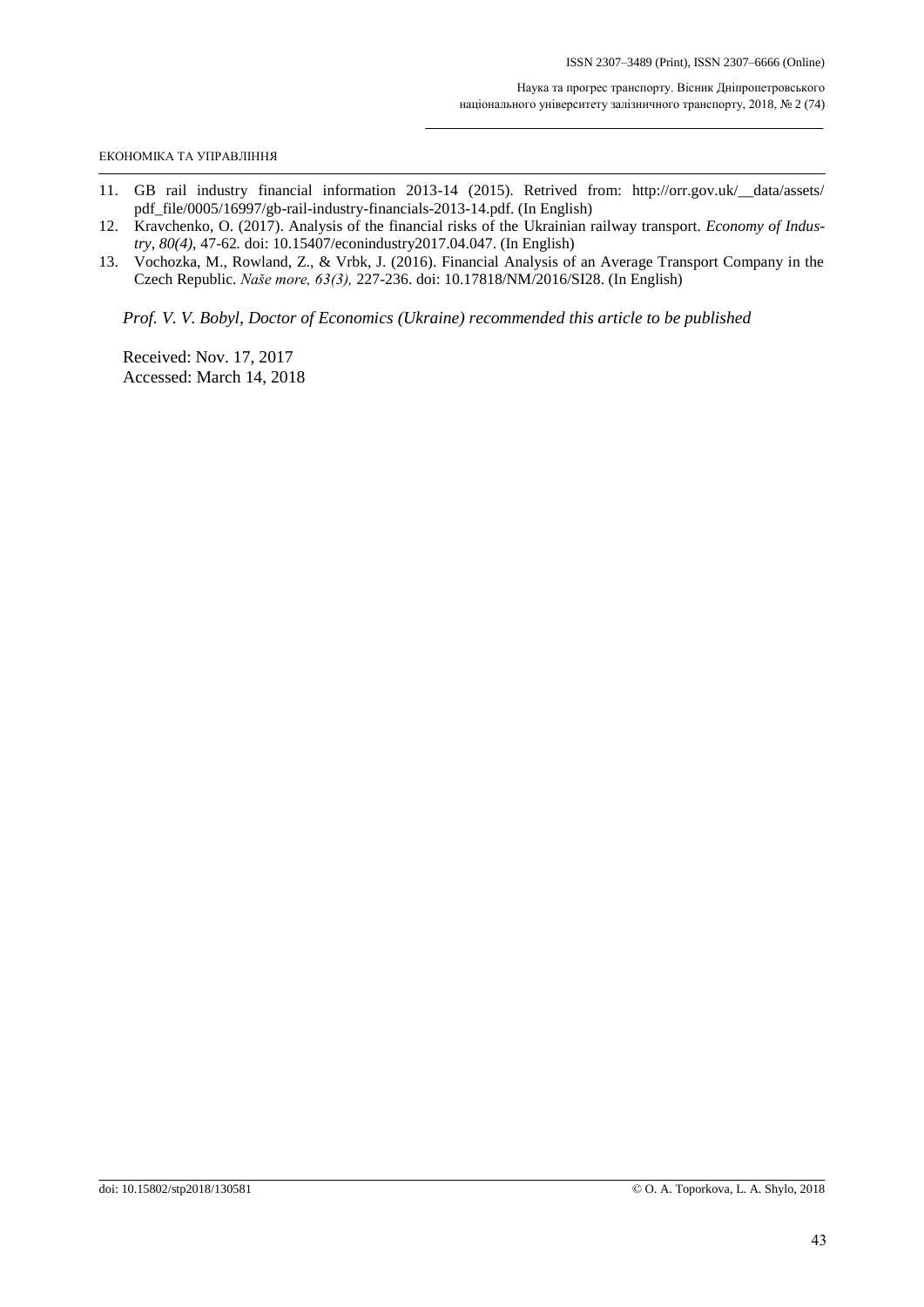11. GB rail industry financial information 2013-14 (2015). Retrived from: http://orr.gov.uk/__data/assets/pdf_file/0005/16997/gb-rail-industry-financials-2013-14.pdf. (In English)
12. Kravchenko, O. (2017). Analysis of the financial risks of the Ukrainian railway transport. *Economy of Industry, 80(4),* 47-62. doi: 10.15407/econindustry2017.04.047. (In English)
13. Vochozka, M., Rowland, Z., & Vrbk, J. (2016). Financial Analysis of an Average Transport Company in the Czech Republic. *Naše more, 63(3),* 227-236. doi: 10.17818/NM/2016/SI28. (In English)

*Prof. V. V. Bobyl, Doctor of Economics (Ukraine) recommended this article to be published*

Received: Nov. 17, 2017
Accessed: March 14, 2018

doi: 10.15802/stp2018/130581

© O. A. Toporkova, L. A. Shylo, 2018